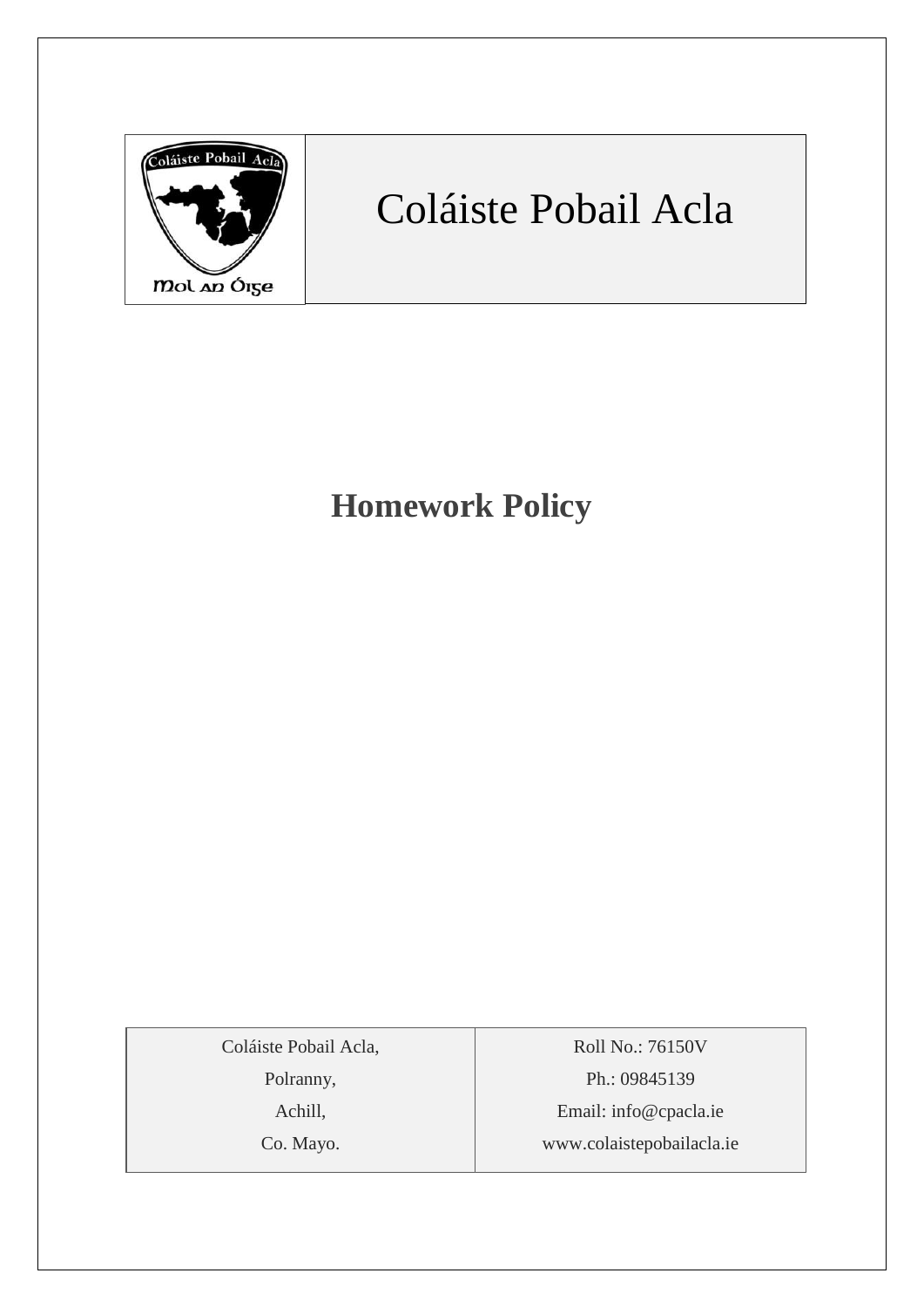# Coláiste Pobail Acla

## Homework Policy

| Coláiste Pobail Acla,<br>Polranny,<br>Achill,<br>Co. Mayo. | Roll No.: 76150V<br>Ph.: 09845139<br>Email: info@cpacla.ie<br>www.colaistepobailacla.ie |
|---|---|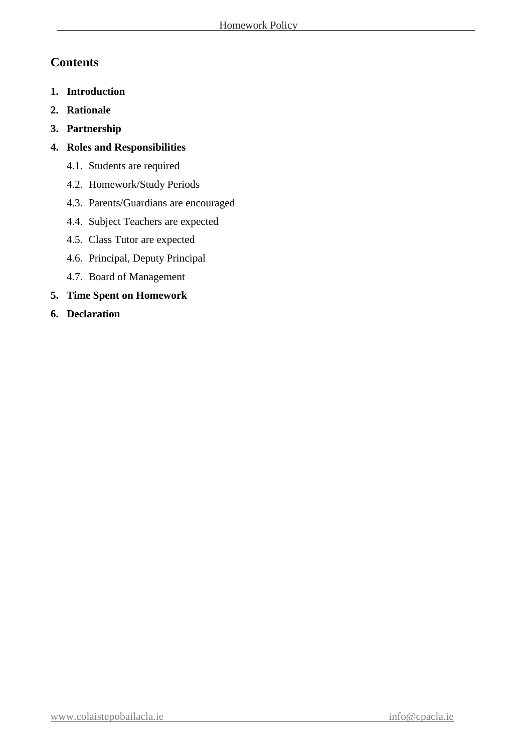## Contents

1. **Introduction**
2. **Rationale**
3. **Partnership**
4. **Roles and Responsibilities**
   - 4.1. Students are required
   - 4.2. Homework/Study Periods
   - 4.3. Parents/Guardians are encouraged
   - 4.4. Subject Teachers are expected
   - 4.5. Class Tutor are expected
   - 4.6. Principal, Deputy Principal
   - 4.7. Board of Management
5. **Time Spent on Homework**
6. **Declaration**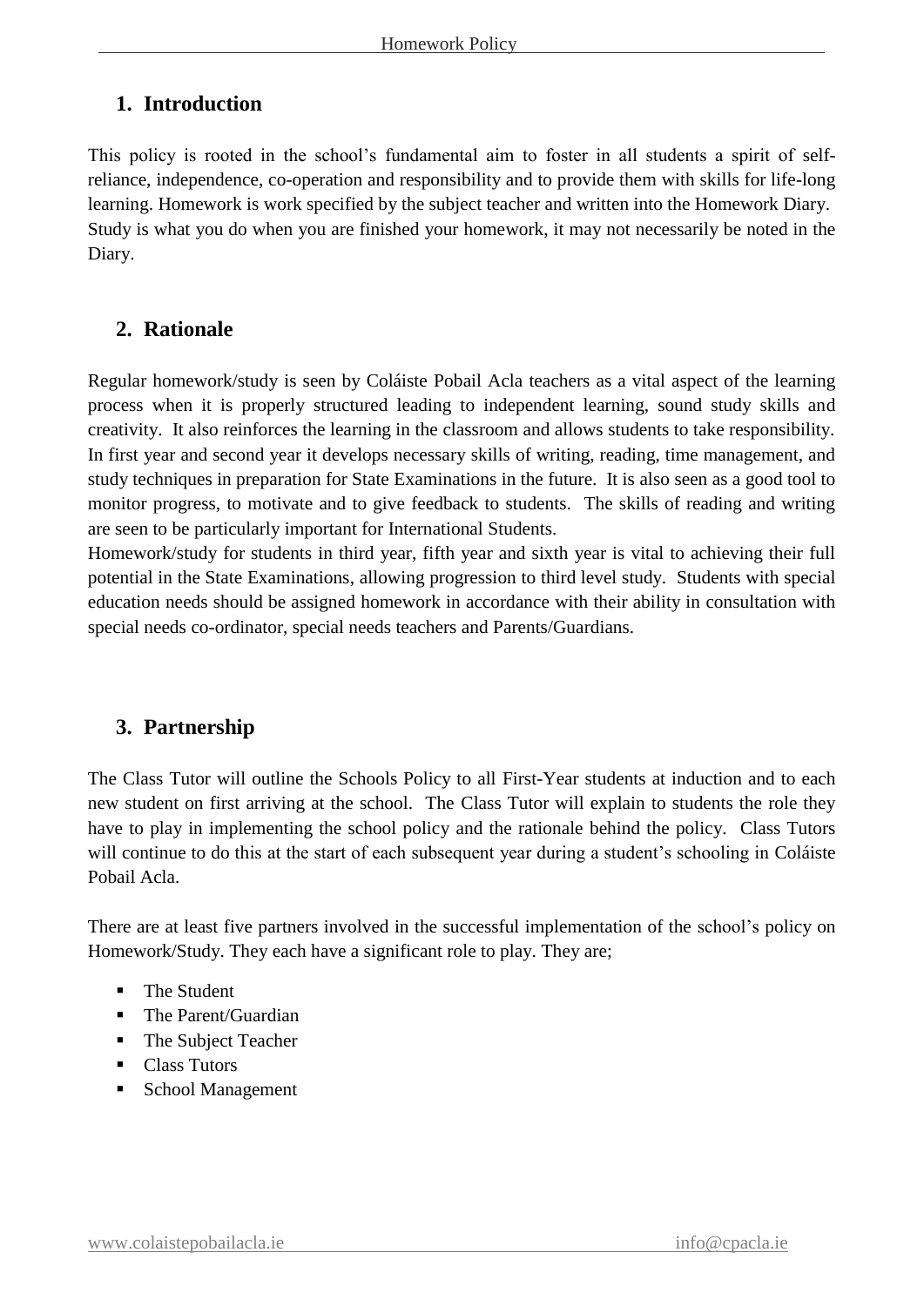## 1. Introduction

This policy is rooted in the school's fundamental aim to foster in all students a spirit of self-reliance, independence, co-operation and responsibility and to provide them with skills for life-long learning. Homework is work specified by the subject teacher and written into the Homework Diary. Study is what you do when you are finished your homework, it may not necessarily be noted in the Diary.

## 2. Rationale

Regular homework/study is seen by Coláiste Pobail Acla teachers as a vital aspect of the learning process when it is properly structured leading to independent learning, sound study skills and creativity. It also reinforces the learning in the classroom and allows students to take responsibility. In first year and second year it develops necessary skills of writing, reading, time management, and study techniques in preparation for State Examinations in the future. It is also seen as a good tool to monitor progress, to motivate and to give feedback to students. The skills of reading and writing are seen to be particularly important for International Students.
Homework/study for students in third year, fifth year and sixth year is vital to achieving their full potential in the State Examinations, allowing progression to third level study. Students with special education needs should be assigned homework in accordance with their ability in consultation with special needs co-ordinator, special needs teachers and Parents/Guardians.

## 3. Partnership

The Class Tutor will outline the Schools Policy to all First-Year students at induction and to each new student on first arriving at the school. The Class Tutor will explain to students the role they have to play in implementing the school policy and the rationale behind the policy. Class Tutors will continue to do this at the start of each subsequent year during a student's schooling in Coláiste Pobail Acla.

There are at least five partners involved in the successful implementation of the school's policy on Homework/Study. They each have a significant role to play. They are;

- The Student
- The Parent/Guardian
- The Subject Teacher
- Class Tutors
- School Management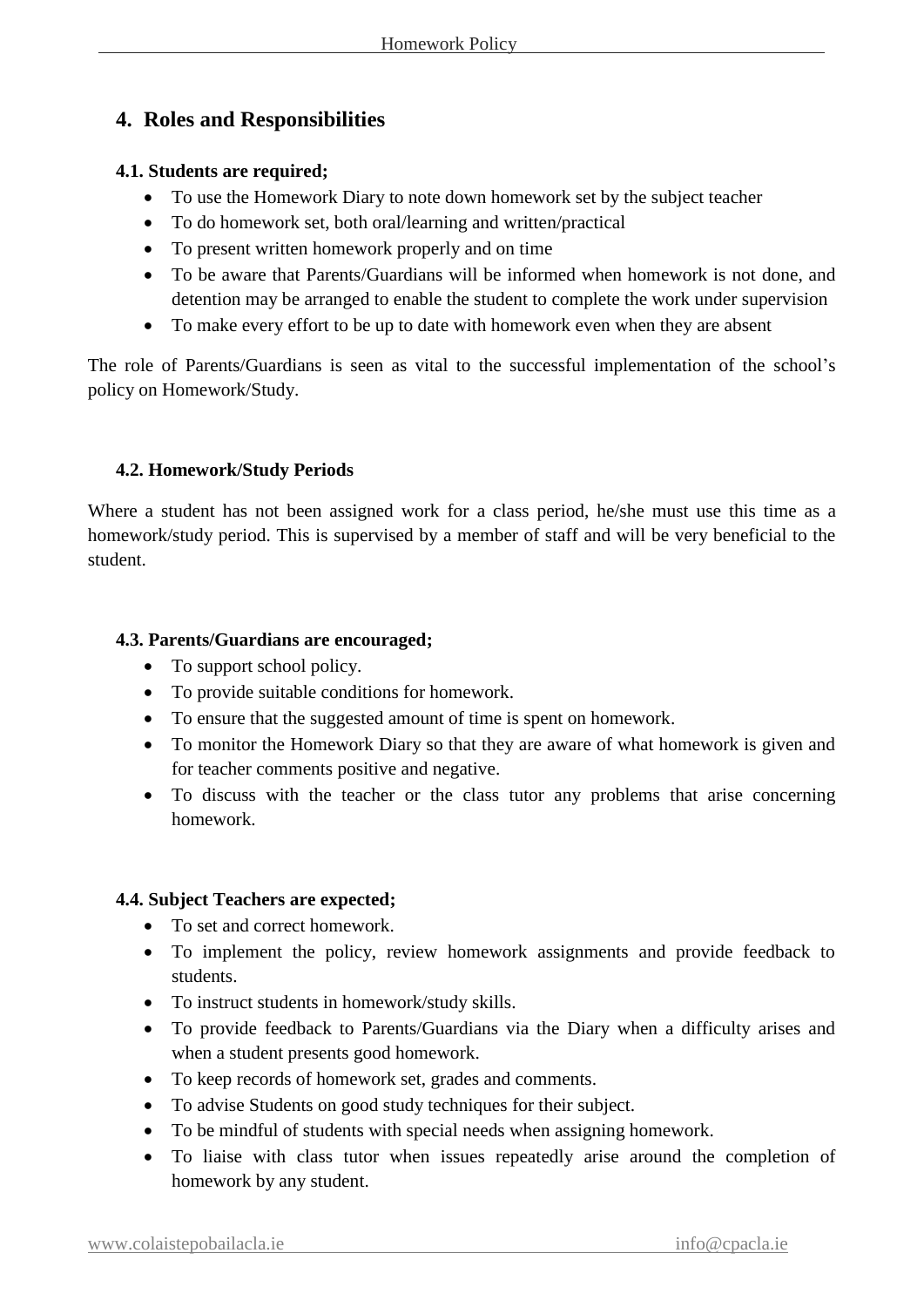## 4. Roles and Responsibilities

### 4.1. Students are required;

- To use the Homework Diary to note down homework set by the subject teacher
- To do homework set, both oral/learning and written/practical
- To present written homework properly and on time
- To be aware that Parents/Guardians will be informed when homework is not done, and detention may be arranged to enable the student to complete the work under supervision
- To make every effort to be up to date with homework even when they are absent

The role of Parents/Guardians is seen as vital to the successful implementation of the school's policy on Homework/Study.

### 4.2. Homework/Study Periods

Where a student has not been assigned work for a class period, he/she must use this time as a homework/study period. This is supervised by a member of staff and will be very beneficial to the student.

### 4.3. Parents/Guardians are encouraged;

- To support school policy.
- To provide suitable conditions for homework.
- To ensure that the suggested amount of time is spent on homework.
- To monitor the Homework Diary so that they are aware of what homework is given and for teacher comments positive and negative.
- To discuss with the teacher or the class tutor any problems that arise concerning homework.

### 4.4. Subject Teachers are expected;

- To set and correct homework.
- To implement the policy, review homework assignments and provide feedback to students.
- To instruct students in homework/study skills.
- To provide feedback to Parents/Guardians via the Diary when a difficulty arises and when a student presents good homework.
- To keep records of homework set, grades and comments.
- To advise Students on good study techniques for their subject.
- To be mindful of students with special needs when assigning homework.
- To liaise with class tutor when issues repeatedly arise around the completion of homework by any student.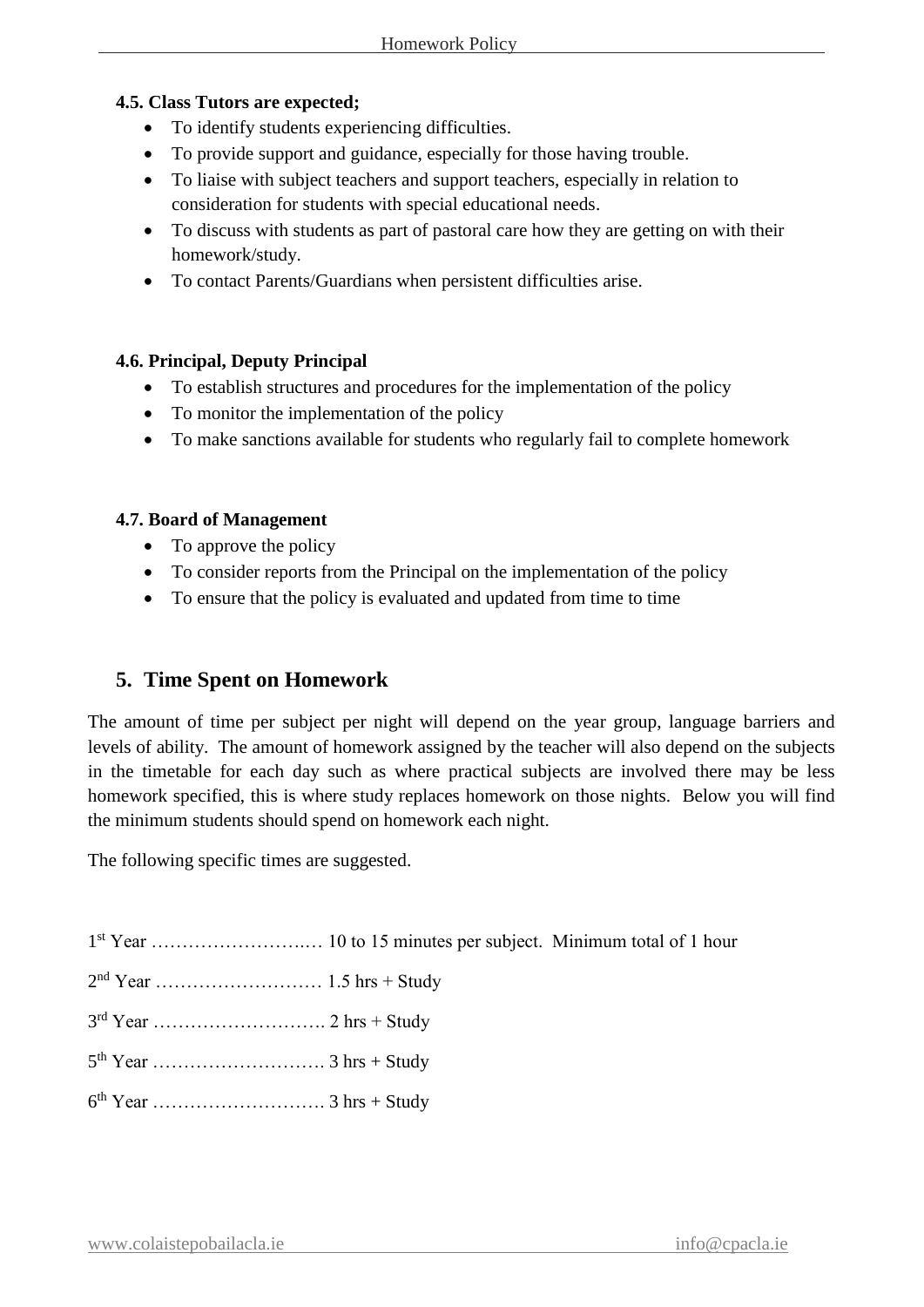**4.5. Class Tutors are expected;**

- To identify students experiencing difficulties.
- To provide support and guidance, especially for those having trouble.
- To liaise with subject teachers and support teachers, especially in relation to consideration for students with special educational needs.
- To discuss with students as part of pastoral care how they are getting on with their homework/study.
- To contact Parents/Guardians when persistent difficulties arise.

**4.6. Principal, Deputy Principal**

- To establish structures and procedures for the implementation of the policy
- To monitor the implementation of the policy
- To make sanctions available for students who regularly fail to complete homework

**4.7. Board of Management**

- To approve the policy
- To consider reports from the Principal on the implementation of the policy
- To ensure that the policy is evaluated and updated from time to time

## 5. Time Spent on Homework

The amount of time per subject per night will depend on the year group, language barriers and levels of ability. The amount of homework assigned by the teacher will also depend on the subjects in the timetable for each day such as where practical subjects are involved there may be less homework specified, this is where study replaces homework on those nights. Below you will find the minimum students should spend on homework each night.

The following specific times are suggested.

1st Year ……………………..… 10 to 15 minutes per subject. Minimum total of 1 hour

2nd Year ……………………… 1.5 hrs + Study

3rd Year ………………………. 2 hrs + Study

5th Year ………………………. 3 hrs + Study

6th Year ………………………. 3 hrs + Study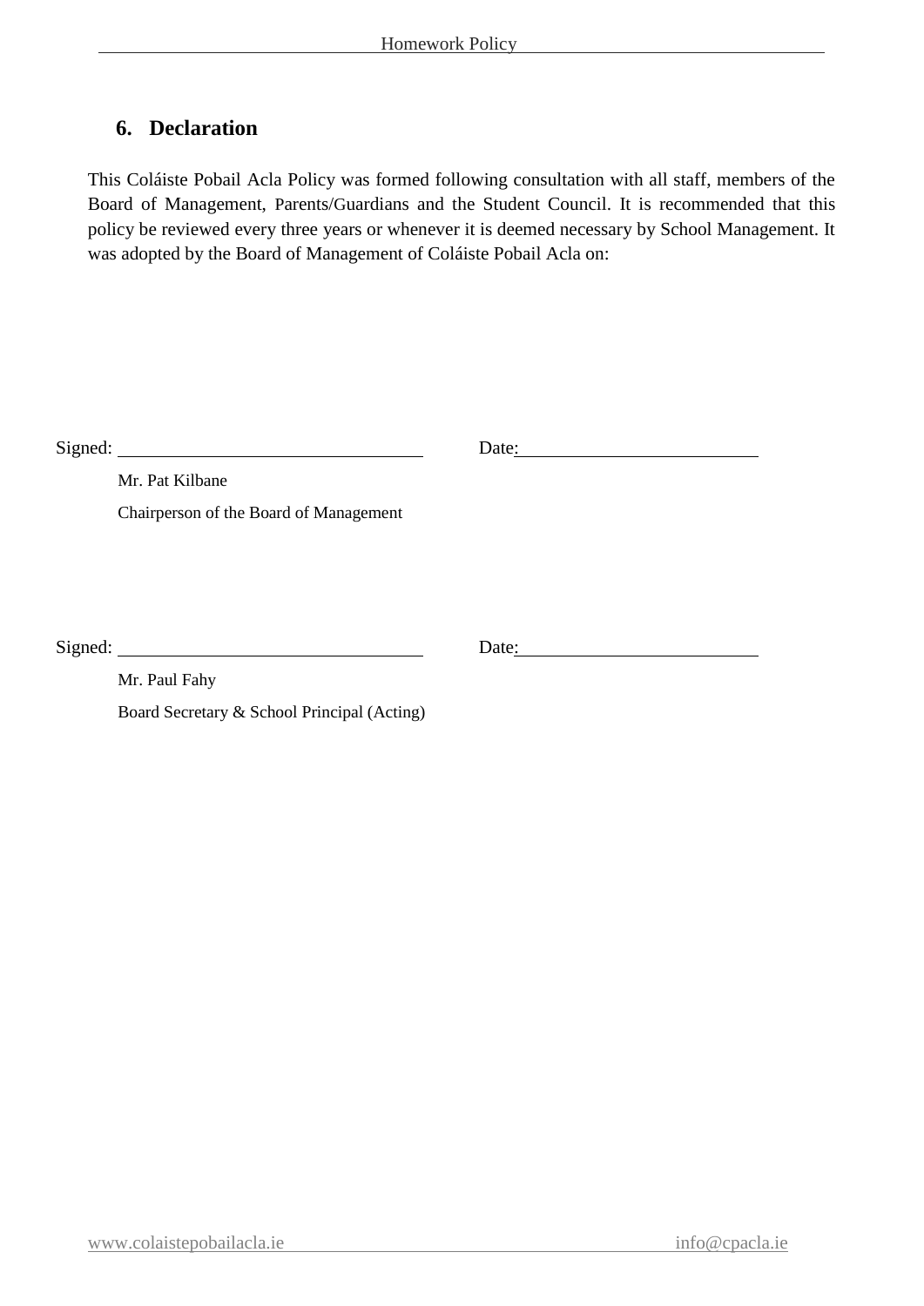## 6. Declaration

This Coláiste Pobail Acla Policy was formed following consultation with all staff, members of the Board of Management, Parents/Guardians and the Student Council. It is recommended that this policy be reviewed every three years or whenever it is deemed necessary by School Management. It was adopted by the Board of Management of Coláiste Pobail Acla on:

Signed: ______________________________ Date: ________________________

Mr. Pat Kilbane

Chairperson of the Board of Management

Signed: ______________________________ Date: ________________________

Mr. Paul Fahy

Board Secretary & School Principal (Acting)